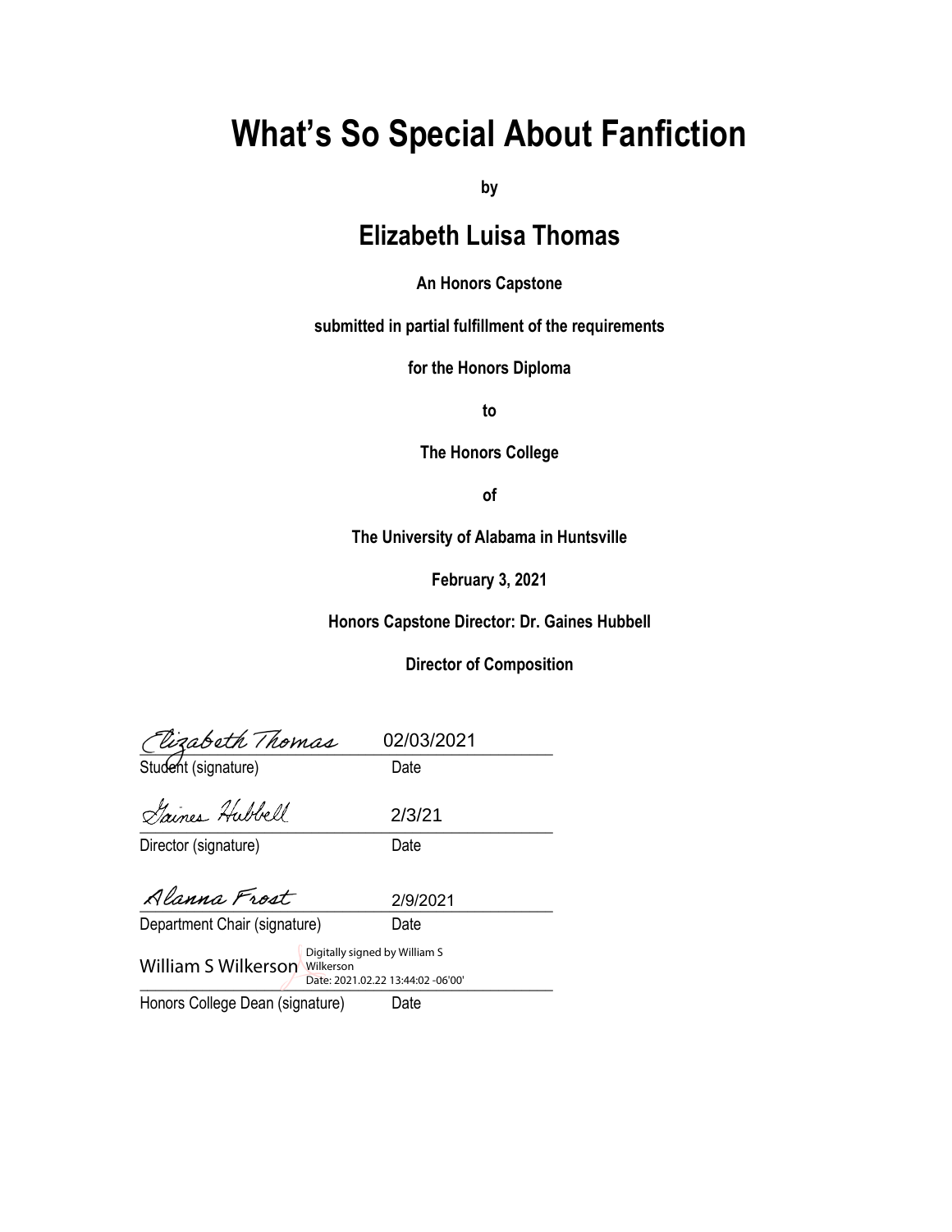# What's So Special About Fanfiction

**by**

## Elizabeth Luisa Thomas

**An Honors Capstone**

**submitted in partial fulfillment of the requirements**

**for the Honors Diploma**

**to**

**The Honors College**

**of**

**The University of Alabama in Huntsville**

**February 3, 2021**

**Honors Capstone Director: Dr. Gaines Hubbell**

**Director of Composition**

| Elizabeth Thomas | 02/03/2021 |
|---|---|
| Student (signature) | Date |
| Gaines Hubbell | 2/3/21 |
| Director (signature) | Date |
| Alanna Frost | 2/9/2021 |
| Department Chair (signature) | Date |
| William S Wilkerson | Digitally signed by William S Wilkerson Date: 2021.02.22 13:44:02 -06'00' |
| Honors College Dean (signature) | Date |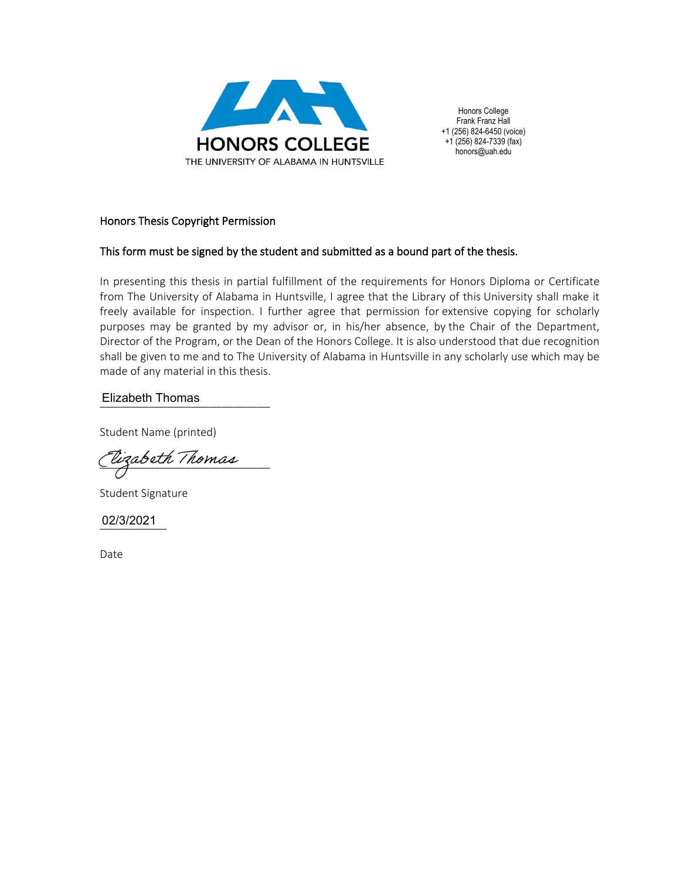HONORS COLLEGE
THE UNIVERSITY OF ALABAMA IN HUNTSVILLE

Honors College
Frank Franz Hall
+1 (256) 824-6450 (voice)
+1 (256) 824-7339 (fax)
honors@uah.edu

Honors Thesis Copyright Permission

**This form must be signed by the student and submitted as a bound part of the thesis.**

In presenting this thesis in partial fulfillment of the requirements for Honors Diploma or Certificate from The University of Alabama in Huntsville, I agree that the Library of this University shall make it freely available for inspection. I further agree that permission for extensive copying for scholarly purposes may be granted by my advisor or, in his/her absence, by the Chair of the Department, Director of the Program, or the Dean of the Honors College. It is also understood that due recognition shall be given to me and to The University of Alabama in Huntsville in any scholarly use which may be made of any material in this thesis.

Elizabeth Thomas

Student Name (printed)

*Elizabeth Thomas*

Student Signature

02/3/2021

Date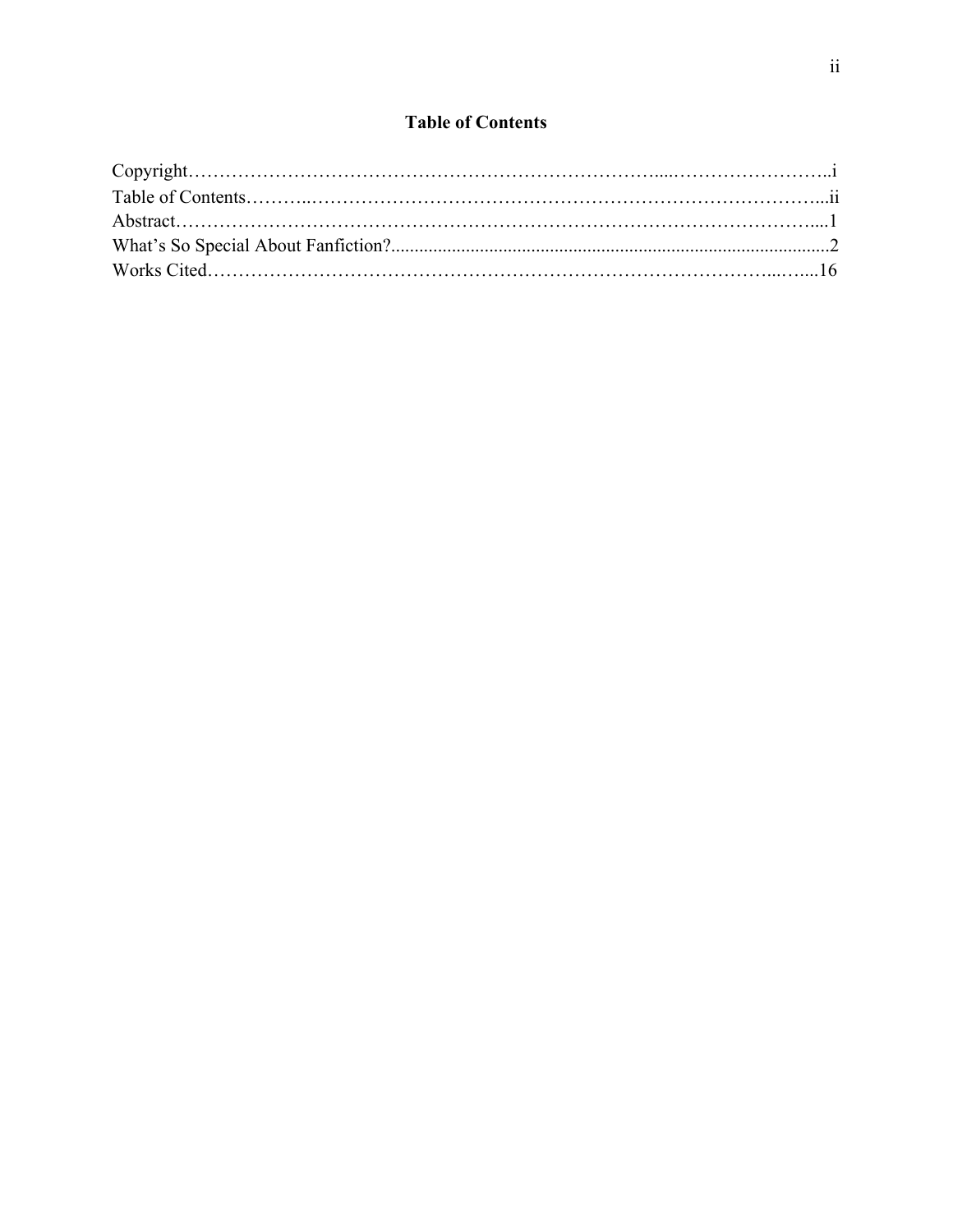# Table of Contents

Copyright……………………………………………………………………....…………………….i
Table of Contents………..………………………………………………………………………...ii
Abstract……………………………………….…………………………………………………....1
What's So Special About Fanfiction?............................................................................................2
Works Cited……………………………………………………………………………...…....16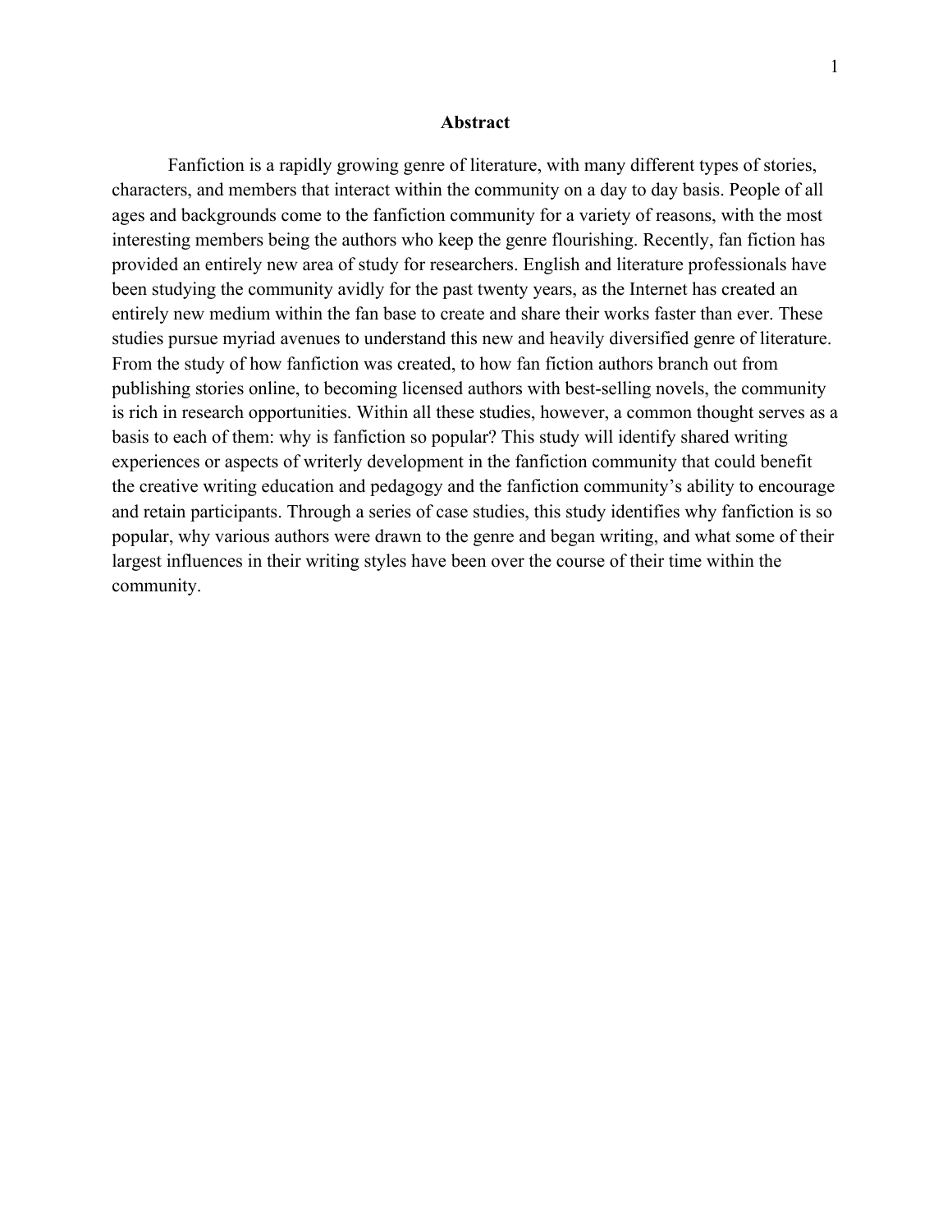# Abstract

Fanfiction is a rapidly growing genre of literature, with many different types of stories, characters, and members that interact within the community on a day to day basis. People of all ages and backgrounds come to the fanfiction community for a variety of reasons, with the most interesting members being the authors who keep the genre flourishing. Recently, fan fiction has provided an entirely new area of study for researchers. English and literature professionals have been studying the community avidly for the past twenty years, as the Internet has created an entirely new medium within the fan base to create and share their works faster than ever. These studies pursue myriad avenues to understand this new and heavily diversified genre of literature. From the study of how fanfiction was created, to how fan fiction authors branch out from publishing stories online, to becoming licensed authors with best-selling novels, the community is rich in research opportunities. Within all these studies, however, a common thought serves as a basis to each of them: why is fanfiction so popular? This study will identify shared writing experiences or aspects of writerly development in the fanfiction community that could benefit the creative writing education and pedagogy and the fanfiction community's ability to encourage and retain participants. Through a series of case studies, this study identifies why fanfiction is so popular, why various authors were drawn to the genre and began writing, and what some of their largest influences in their writing styles have been over the course of their time within the community.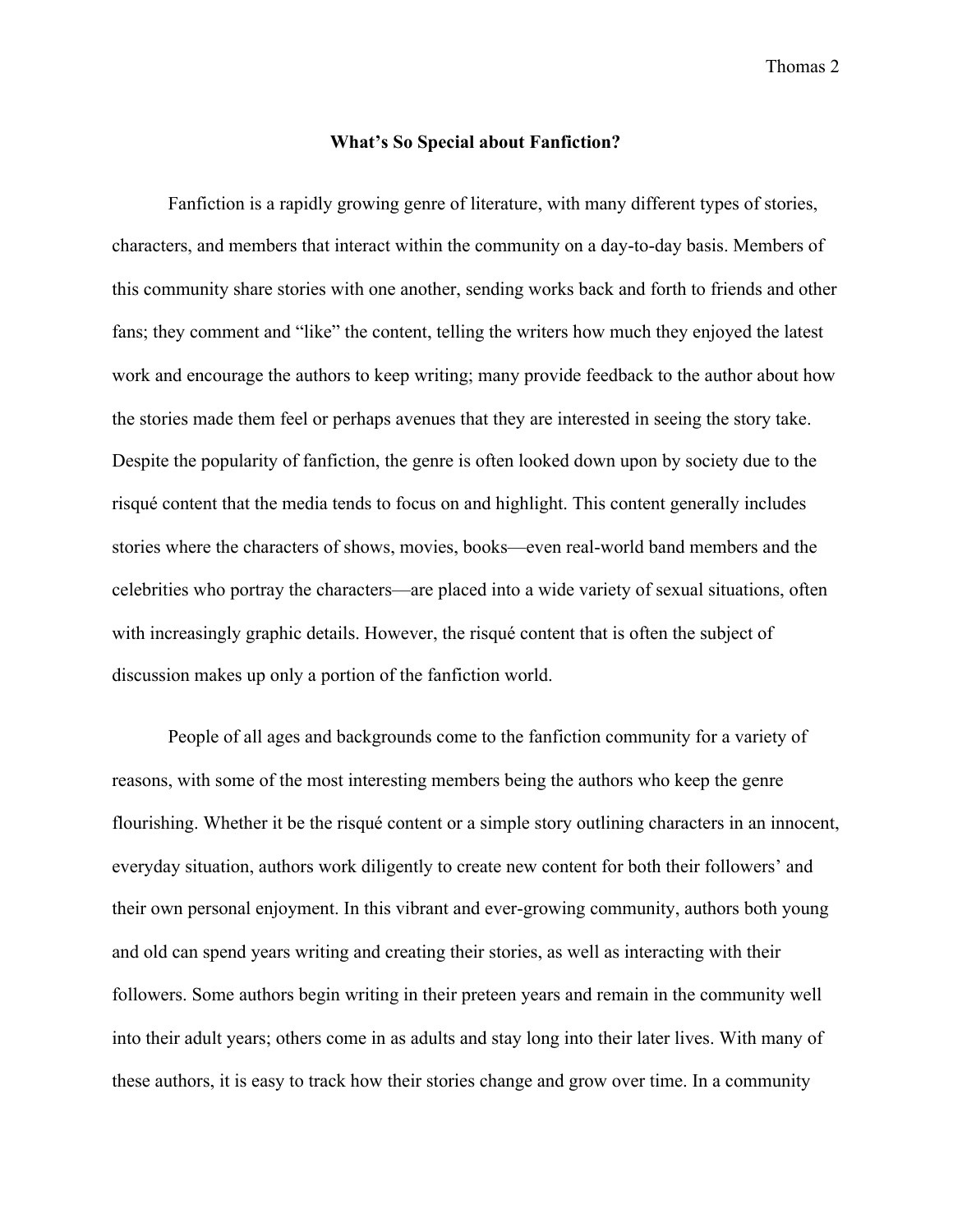## What's So Special about Fanfiction?

Fanfiction is a rapidly growing genre of literature, with many different types of stories, characters, and members that interact within the community on a day-to-day basis. Members of this community share stories with one another, sending works back and forth to friends and other fans; they comment and "like" the content, telling the writers how much they enjoyed the latest work and encourage the authors to keep writing; many provide feedback to the author about how the stories made them feel or perhaps avenues that they are interested in seeing the story take. Despite the popularity of fanfiction, the genre is often looked down upon by society due to the risqué content that the media tends to focus on and highlight. This content generally includes stories where the characters of shows, movies, books—even real-world band members and the celebrities who portray the characters—are placed into a wide variety of sexual situations, often with increasingly graphic details. However, the risqué content that is often the subject of discussion makes up only a portion of the fanfiction world.

People of all ages and backgrounds come to the fanfiction community for a variety of reasons, with some of the most interesting members being the authors who keep the genre flourishing. Whether it be the risqué content or a simple story outlining characters in an innocent, everyday situation, authors work diligently to create new content for both their followers' and their own personal enjoyment. In this vibrant and ever-growing community, authors both young and old can spend years writing and creating their stories, as well as interacting with their followers. Some authors begin writing in their preteen years and remain in the community well into their adult years; others come in as adults and stay long into their later lives. With many of these authors, it is easy to track how their stories change and grow over time. In a community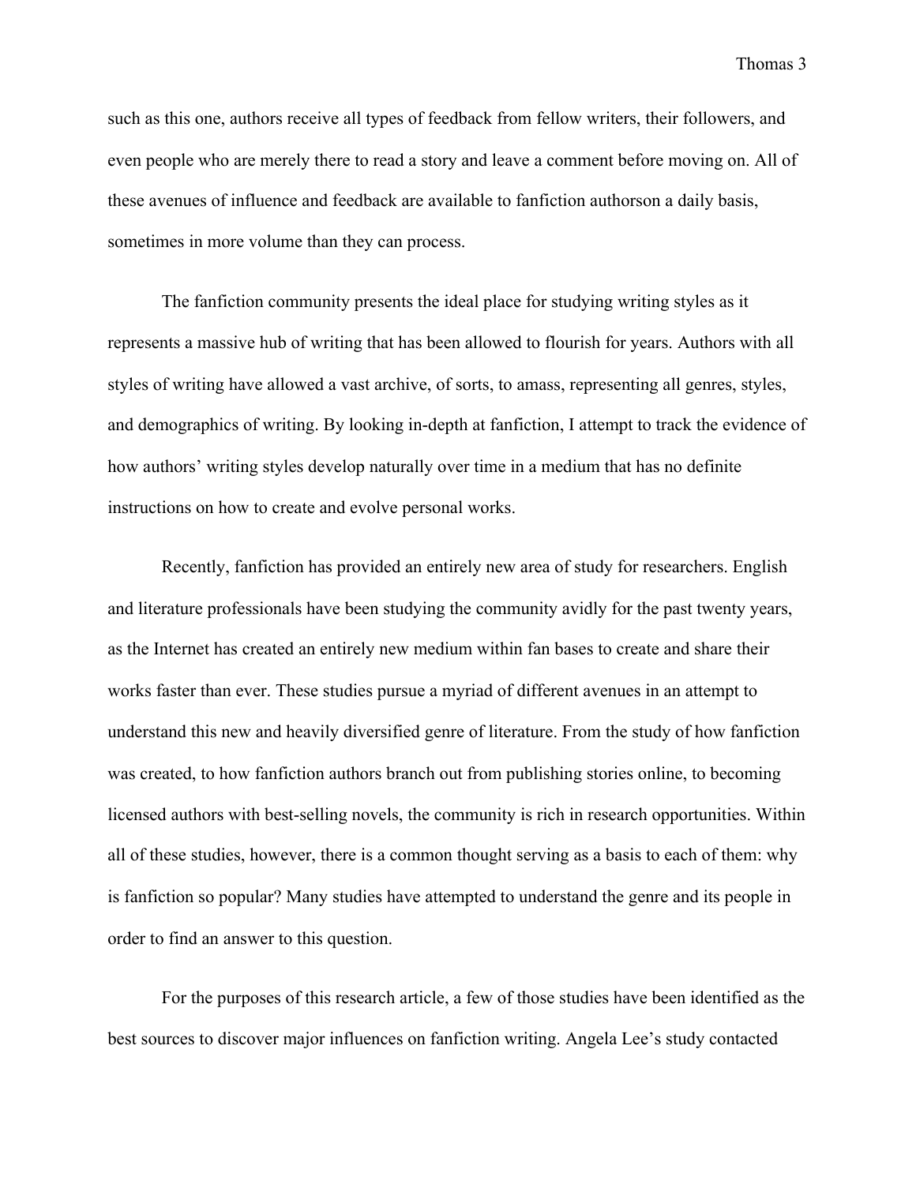such as this one, authors receive all types of feedback from fellow writers, their followers, and even people who are merely there to read a story and leave a comment before moving on. All of these avenues of influence and feedback are available to fanfiction authorson a daily basis, sometimes in more volume than they can process.

The fanfiction community presents the ideal place for studying writing styles as it represents a massive hub of writing that has been allowed to flourish for years. Authors with all styles of writing have allowed a vast archive, of sorts, to amass, representing all genres, styles, and demographics of writing. By looking in-depth at fanfiction, I attempt to track the evidence of how authors' writing styles develop naturally over time in a medium that has no definite instructions on how to create and evolve personal works.

Recently, fanfiction has provided an entirely new area of study for researchers. English and literature professionals have been studying the community avidly for the past twenty years, as the Internet has created an entirely new medium within fan bases to create and share their works faster than ever. These studies pursue a myriad of different avenues in an attempt to understand this new and heavily diversified genre of literature. From the study of how fanfiction was created, to how fanfiction authors branch out from publishing stories online, to becoming licensed authors with best-selling novels, the community is rich in research opportunities. Within all of these studies, however, there is a common thought serving as a basis to each of them: why is fanfiction so popular? Many studies have attempted to understand the genre and its people in order to find an answer to this question.

For the purposes of this research article, a few of those studies have been identified as the best sources to discover major influences on fanfiction writing. Angela Lee's study contacted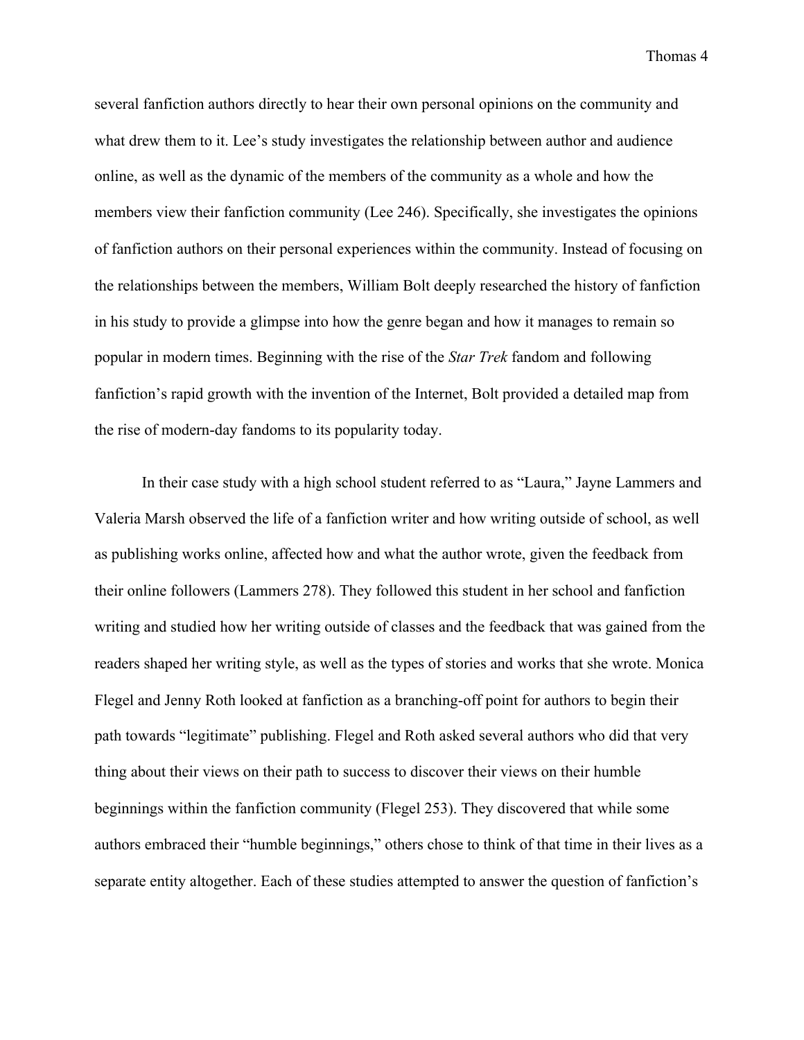several fanfiction authors directly to hear their own personal opinions on the community and what drew them to it. Lee's study investigates the relationship between author and audience online, as well as the dynamic of the members of the community as a whole and how the members view their fanfiction community (Lee 246). Specifically, she investigates the opinions of fanfiction authors on their personal experiences within the community. Instead of focusing on the relationships between the members, William Bolt deeply researched the history of fanfiction in his study to provide a glimpse into how the genre began and how it manages to remain so popular in modern times. Beginning with the rise of the *Star Trek* fandom and following fanfiction's rapid growth with the invention of the Internet, Bolt provided a detailed map from the rise of modern-day fandoms to its popularity today.

In their case study with a high school student referred to as "Laura," Jayne Lammers and Valeria Marsh observed the life of a fanfiction writer and how writing outside of school, as well as publishing works online, affected how and what the author wrote, given the feedback from their online followers (Lammers 278). They followed this student in her school and fanfiction writing and studied how her writing outside of classes and the feedback that was gained from the readers shaped her writing style, as well as the types of stories and works that she wrote. Monica Flegel and Jenny Roth looked at fanfiction as a branching-off point for authors to begin their path towards "legitimate" publishing. Flegel and Roth asked several authors who did that very thing about their views on their path to success to discover their views on their humble beginnings within the fanfiction community (Flegel 253). They discovered that while some authors embraced their "humble beginnings," others chose to think of that time in their lives as a separate entity altogether. Each of these studies attempted to answer the question of fanfiction's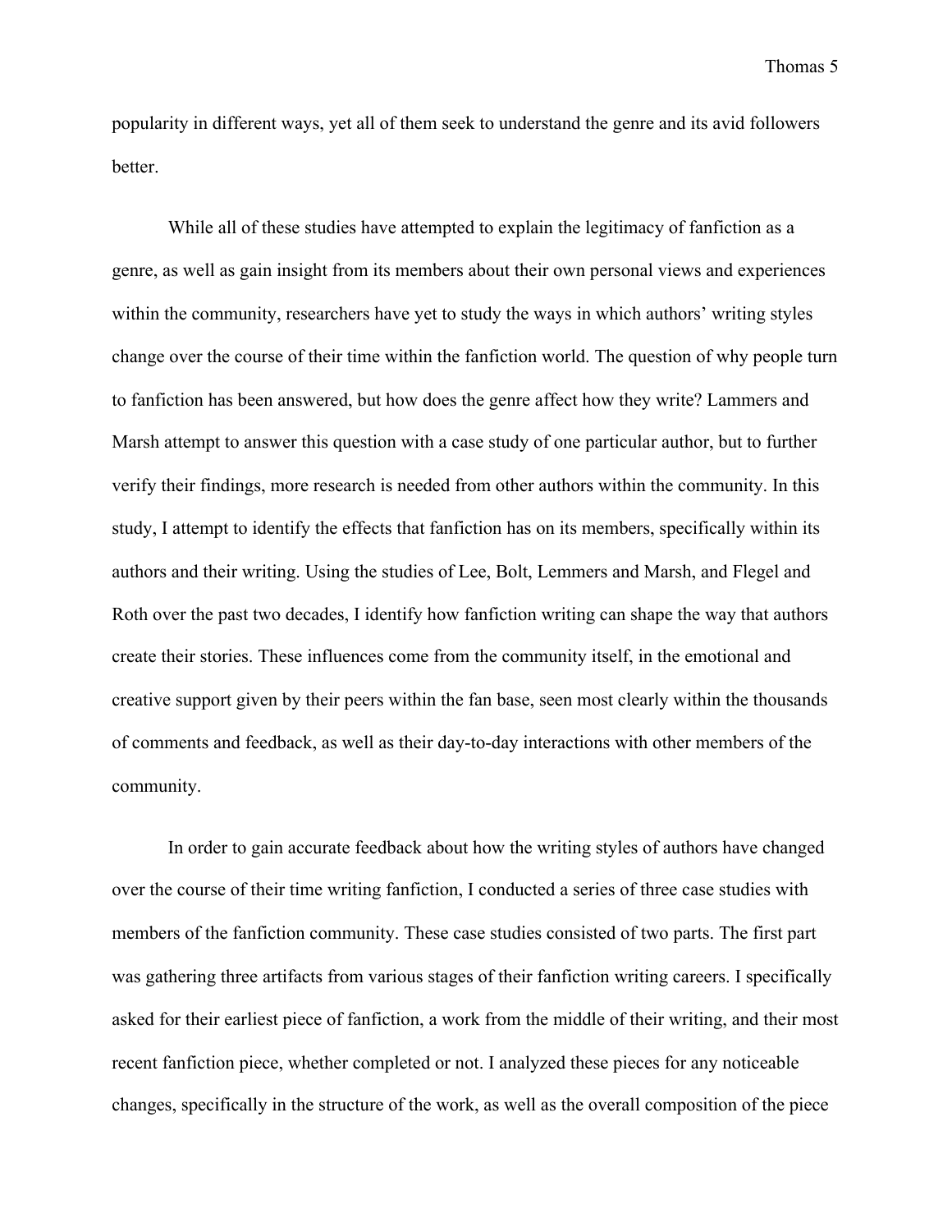popularity in different ways, yet all of them seek to understand the genre and its avid followers better.

While all of these studies have attempted to explain the legitimacy of fanfiction as a genre, as well as gain insight from its members about their own personal views and experiences within the community, researchers have yet to study the ways in which authors' writing styles change over the course of their time within the fanfiction world. The question of why people turn to fanfiction has been answered, but how does the genre affect how they write? Lammers and Marsh attempt to answer this question with a case study of one particular author, but to further verify their findings, more research is needed from other authors within the community. In this study, I attempt to identify the effects that fanfiction has on its members, specifically within its authors and their writing. Using the studies of Lee, Bolt, Lemmers and Marsh, and Flegel and Roth over the past two decades, I identify how fanfiction writing can shape the way that authors create their stories. These influences come from the community itself, in the emotional and creative support given by their peers within the fan base, seen most clearly within the thousands of comments and feedback, as well as their day-to-day interactions with other members of the community.

In order to gain accurate feedback about how the writing styles of authors have changed over the course of their time writing fanfiction, I conducted a series of three case studies with members of the fanfiction community. These case studies consisted of two parts. The first part was gathering three artifacts from various stages of their fanfiction writing careers. I specifically asked for their earliest piece of fanfiction, a work from the middle of their writing, and their most recent fanfiction piece, whether completed or not. I analyzed these pieces for any noticeable changes, specifically in the structure of the work, as well as the overall composition of the piece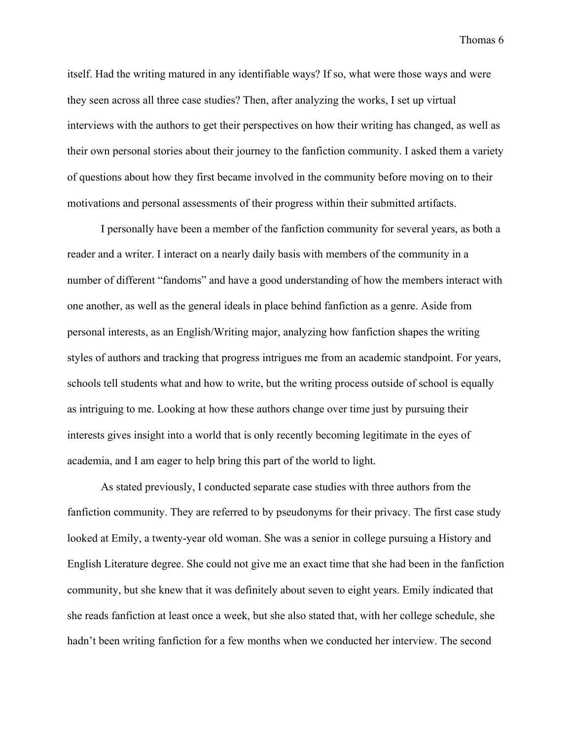itself. Had the writing matured in any identifiable ways? If so, what were those ways and were they seen across all three case studies? Then, after analyzing the works, I set up virtual interviews with the authors to get their perspectives on how their writing has changed, as well as their own personal stories about their journey to the fanfiction community. I asked them a variety of questions about how they first became involved in the community before moving on to their motivations and personal assessments of their progress within their submitted artifacts.

I personally have been a member of the fanfiction community for several years, as both a reader and a writer. I interact on a nearly daily basis with members of the community in a number of different "fandoms" and have a good understanding of how the members interact with one another, as well as the general ideals in place behind fanfiction as a genre. Aside from personal interests, as an English/Writing major, analyzing how fanfiction shapes the writing styles of authors and tracking that progress intrigues me from an academic standpoint. For years, schools tell students what and how to write, but the writing process outside of school is equally as intriguing to me. Looking at how these authors change over time just by pursuing their interests gives insight into a world that is only recently becoming legitimate in the eyes of academia, and I am eager to help bring this part of the world to light.

As stated previously, I conducted separate case studies with three authors from the fanfiction community. They are referred to by pseudonyms for their privacy. The first case study looked at Emily, a twenty-year old woman. She was a senior in college pursuing a History and English Literature degree. She could not give me an exact time that she had been in the fanfiction community, but she knew that it was definitely about seven to eight years. Emily indicated that she reads fanfiction at least once a week, but she also stated that, with her college schedule, she hadn't been writing fanfiction for a few months when we conducted her interview. The second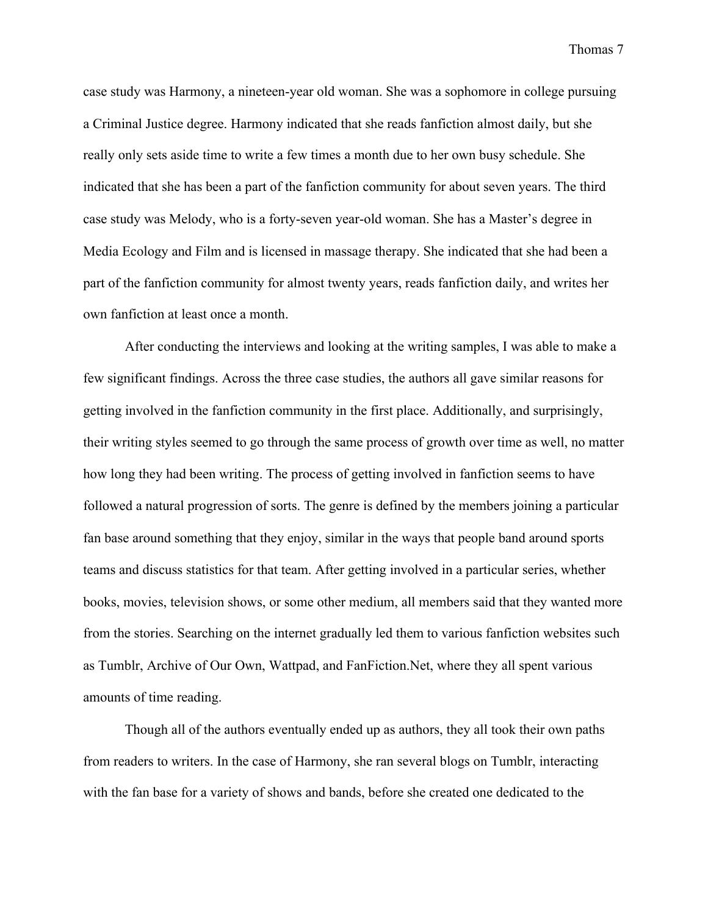case study was Harmony, a nineteen-year old woman. She was a sophomore in college pursuing a Criminal Justice degree. Harmony indicated that she reads fanfiction almost daily, but she really only sets aside time to write a few times a month due to her own busy schedule. She indicated that she has been a part of the fanfiction community for about seven years. The third case study was Melody, who is a forty-seven year-old woman. She has a Master's degree in Media Ecology and Film and is licensed in massage therapy. She indicated that she had been a part of the fanfiction community for almost twenty years, reads fanfiction daily, and writes her own fanfiction at least once a month.

After conducting the interviews and looking at the writing samples, I was able to make a few significant findings. Across the three case studies, the authors all gave similar reasons for getting involved in the fanfiction community in the first place. Additionally, and surprisingly, their writing styles seemed to go through the same process of growth over time as well, no matter how long they had been writing. The process of getting involved in fanfiction seems to have followed a natural progression of sorts. The genre is defined by the members joining a particular fan base around something that they enjoy, similar in the ways that people band around sports teams and discuss statistics for that team. After getting involved in a particular series, whether books, movies, television shows, or some other medium, all members said that they wanted more from the stories. Searching on the internet gradually led them to various fanfiction websites such as Tumblr, Archive of Our Own, Wattpad, and FanFiction.Net, where they all spent various amounts of time reading.

Though all of the authors eventually ended up as authors, they all took their own paths from readers to writers. In the case of Harmony, she ran several blogs on Tumblr, interacting with the fan base for a variety of shows and bands, before she created one dedicated to the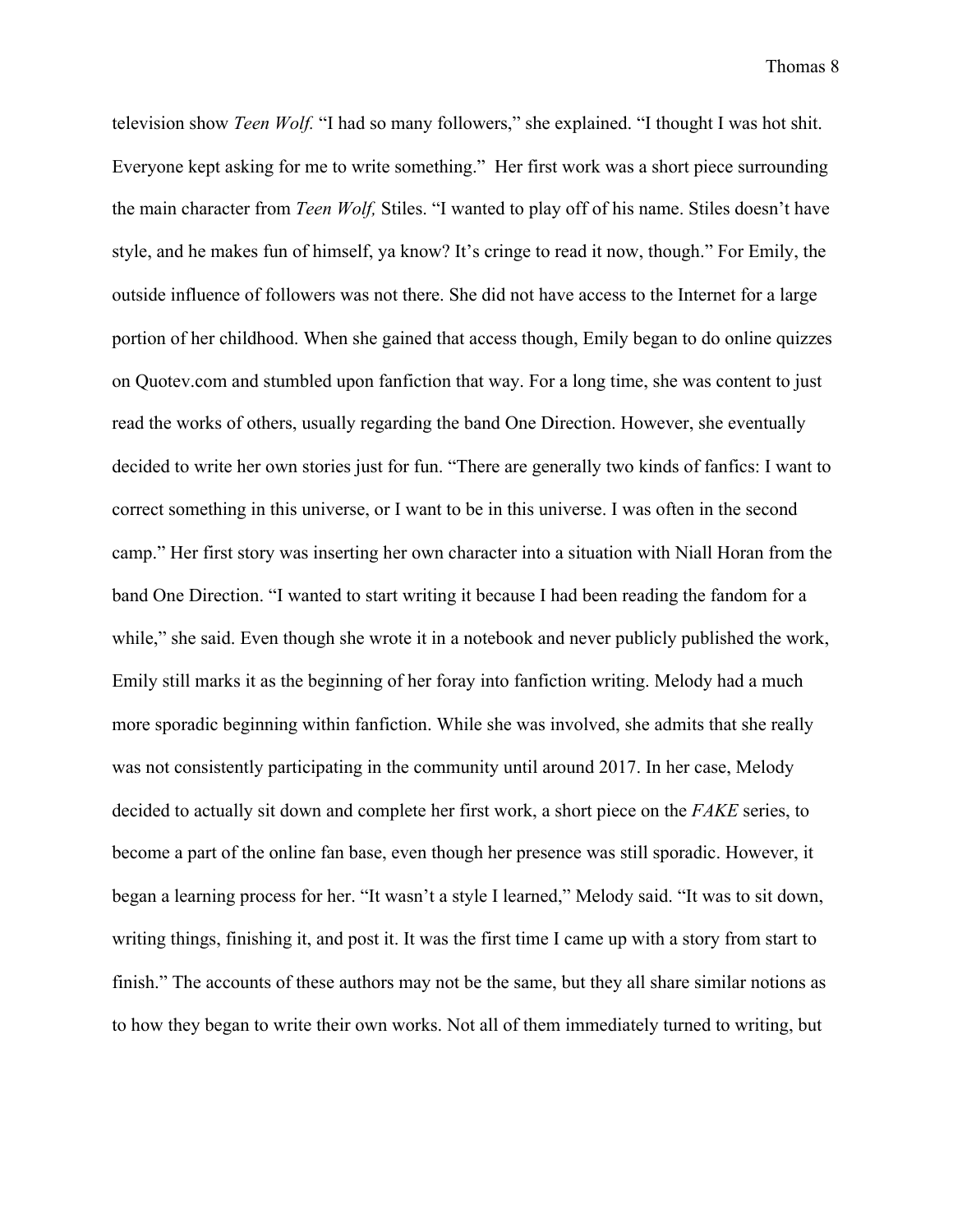television show *Teen Wolf.* “I had so many followers,” she explained. “I thought I was hot shit. Everyone kept asking for me to write something.” Her first work was a short piece surrounding the main character from *Teen Wolf,* Stiles. “I wanted to play off of his name. Stiles doesn’t have style, and he makes fun of himself, ya know? It’s cringe to read it now, though.” For Emily, the outside influence of followers was not there. She did not have access to the Internet for a large portion of her childhood. When she gained that access though, Emily began to do online quizzes on Quotev.com and stumbled upon fanfiction that way. For a long time, she was content to just read the works of others, usually regarding the band One Direction. However, she eventually decided to write her own stories just for fun. “There are generally two kinds of fanfics: I want to correct something in this universe, or I want to be in this universe. I was often in the second camp.” Her first story was inserting her own character into a situation with Niall Horan from the band One Direction. “I wanted to start writing it because I had been reading the fandom for a while,” she said. Even though she wrote it in a notebook and never publicly published the work, Emily still marks it as the beginning of her foray into fanfiction writing. Melody had a much more sporadic beginning within fanfiction. While she was involved, she admits that she really was not consistently participating in the community until around 2017. In her case, Melody decided to actually sit down and complete her first work, a short piece on the *FAKE* series, to become a part of the online fan base, even though her presence was still sporadic. However, it began a learning process for her. “It wasn’t a style I learned,” Melody said. “It was to sit down, writing things, finishing it, and post it. It was the first time I came up with a story from start to finish.” The accounts of these authors may not be the same, but they all share similar notions as to how they began to write their own works. Not all of them immediately turned to writing, but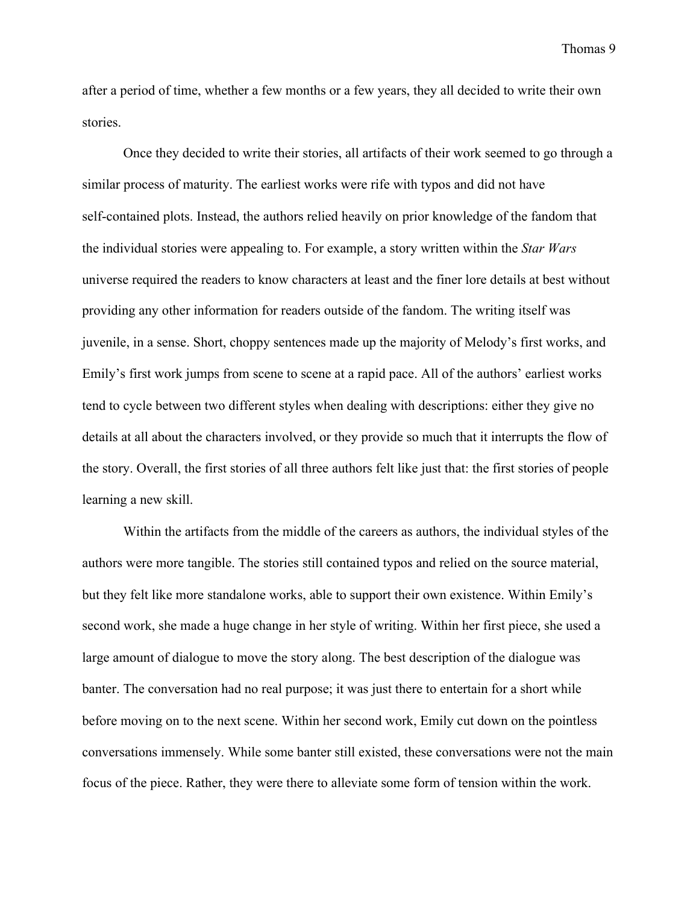after a period of time, whether a few months or a few years, they all decided to write their own stories.

Once they decided to write their stories, all artifacts of their work seemed to go through a similar process of maturity. The earliest works were rife with typos and did not have self-contained plots. Instead, the authors relied heavily on prior knowledge of the fandom that the individual stories were appealing to. For example, a story written within the *Star Wars* universe required the readers to know characters at least and the finer lore details at best without providing any other information for readers outside of the fandom. The writing itself was juvenile, in a sense. Short, choppy sentences made up the majority of Melody's first works, and Emily's first work jumps from scene to scene at a rapid pace. All of the authors' earliest works tend to cycle between two different styles when dealing with descriptions: either they give no details at all about the characters involved, or they provide so much that it interrupts the flow of the story. Overall, the first stories of all three authors felt like just that: the first stories of people learning a new skill.

Within the artifacts from the middle of the careers as authors, the individual styles of the authors were more tangible. The stories still contained typos and relied on the source material, but they felt like more standalone works, able to support their own existence. Within Emily's second work, she made a huge change in her style of writing. Within her first piece, she used a large amount of dialogue to move the story along. The best description of the dialogue was banter. The conversation had no real purpose; it was just there to entertain for a short while before moving on to the next scene. Within her second work, Emily cut down on the pointless conversations immensely. While some banter still existed, these conversations were not the main focus of the piece. Rather, they were there to alleviate some form of tension within the work.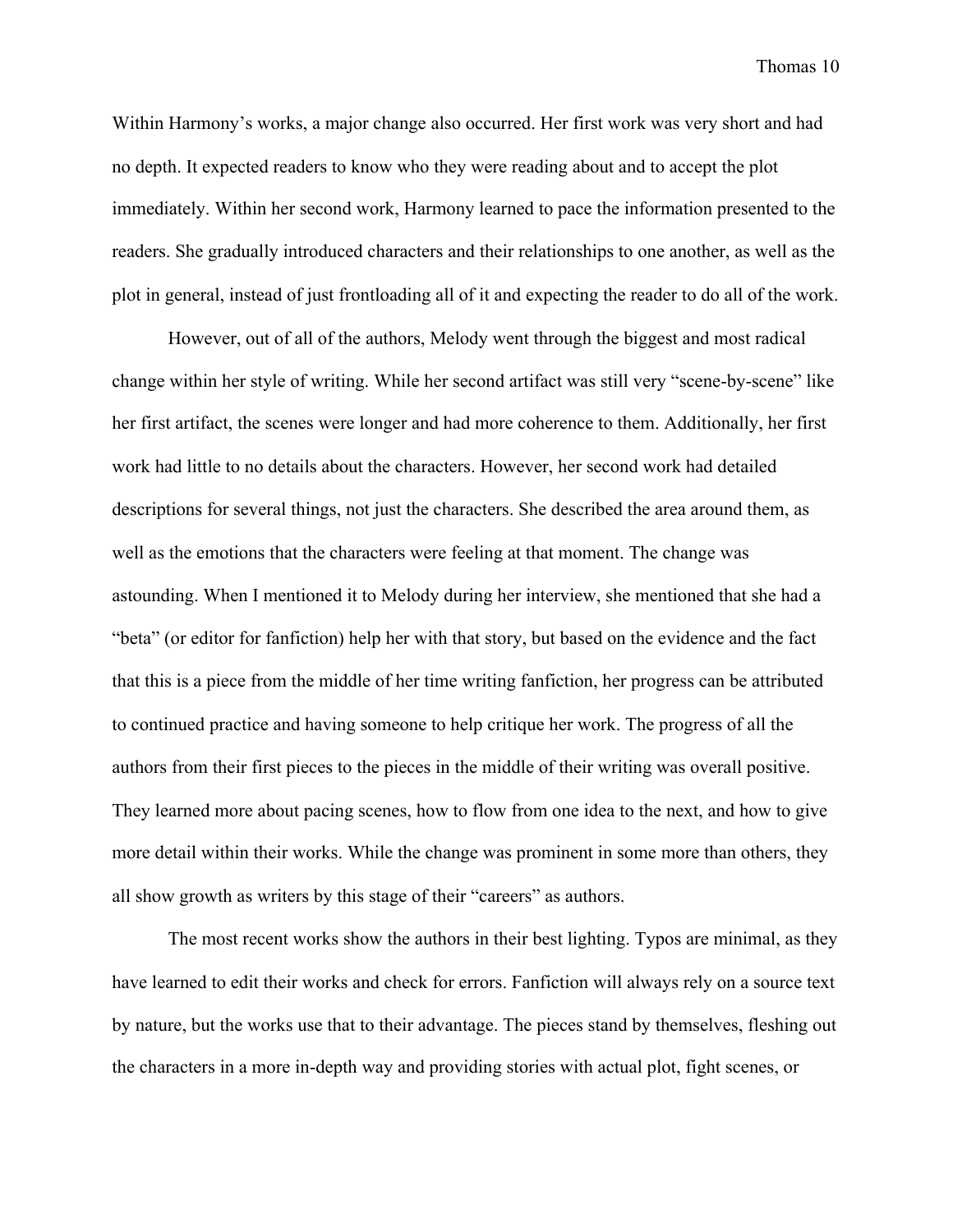Within Harmony's works, a major change also occurred. Her first work was very short and had no depth. It expected readers to know who they were reading about and to accept the plot immediately. Within her second work, Harmony learned to pace the information presented to the readers. She gradually introduced characters and their relationships to one another, as well as the plot in general, instead of just frontloading all of it and expecting the reader to do all of the work.

However, out of all of the authors, Melody went through the biggest and most radical change within her style of writing. While her second artifact was still very "scene-by-scene" like her first artifact, the scenes were longer and had more coherence to them. Additionally, her first work had little to no details about the characters. However, her second work had detailed descriptions for several things, not just the characters. She described the area around them, as well as the emotions that the characters were feeling at that moment. The change was astounding. When I mentioned it to Melody during her interview, she mentioned that she had a "beta" (or editor for fanfiction) help her with that story, but based on the evidence and the fact that this is a piece from the middle of her time writing fanfiction, her progress can be attributed to continued practice and having someone to help critique her work. The progress of all the authors from their first pieces to the pieces in the middle of their writing was overall positive. They learned more about pacing scenes, how to flow from one idea to the next, and how to give more detail within their works. While the change was prominent in some more than others, they all show growth as writers by this stage of their "careers" as authors.

The most recent works show the authors in their best lighting. Typos are minimal, as they have learned to edit their works and check for errors. Fanfiction will always rely on a source text by nature, but the works use that to their advantage. The pieces stand by themselves, fleshing out the characters in a more in-depth way and providing stories with actual plot, fight scenes, or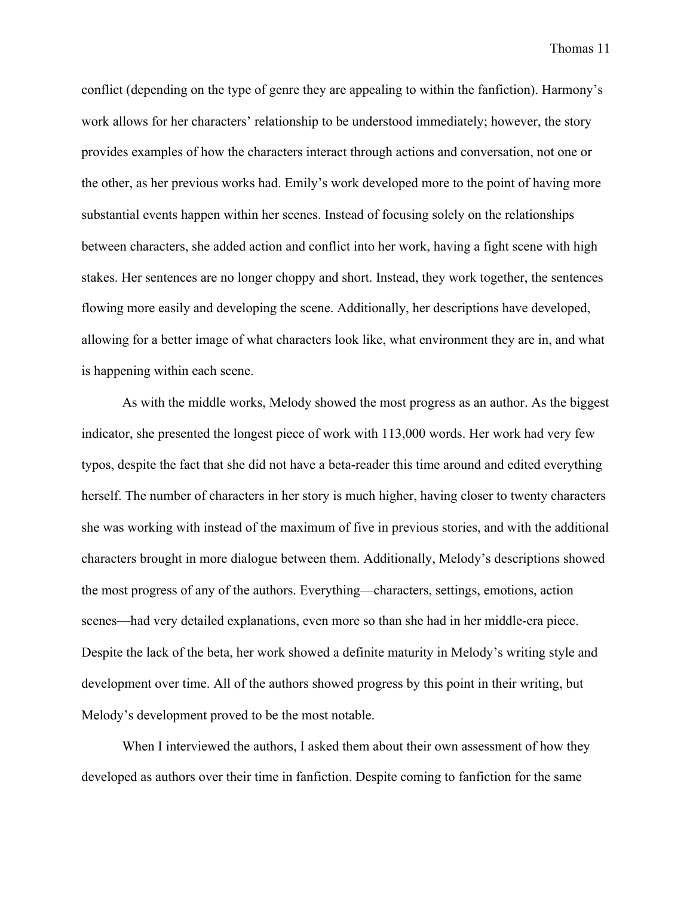conflict (depending on the type of genre they are appealing to within the fanfiction). Harmony's work allows for her characters' relationship to be understood immediately; however, the story provides examples of how the characters interact through actions and conversation, not one or the other, as her previous works had. Emily's work developed more to the point of having more substantial events happen within her scenes. Instead of focusing solely on the relationships between characters, she added action and conflict into her work, having a fight scene with high stakes. Her sentences are no longer choppy and short. Instead, they work together, the sentences flowing more easily and developing the scene. Additionally, her descriptions have developed, allowing for a better image of what characters look like, what environment they are in, and what is happening within each scene.

As with the middle works, Melody showed the most progress as an author. As the biggest indicator, she presented the longest piece of work with 113,000 words. Her work had very few typos, despite the fact that she did not have a beta-reader this time around and edited everything herself. The number of characters in her story is much higher, having closer to twenty characters she was working with instead of the maximum of five in previous stories, and with the additional characters brought in more dialogue between them. Additionally, Melody's descriptions showed the most progress of any of the authors. Everything—characters, settings, emotions, action scenes—had very detailed explanations, even more so than she had in her middle-era piece. Despite the lack of the beta, her work showed a definite maturity in Melody's writing style and development over time. All of the authors showed progress by this point in their writing, but Melody's development proved to be the most notable.

When I interviewed the authors, I asked them about their own assessment of how they developed as authors over their time in fanfiction. Despite coming to fanfiction for the same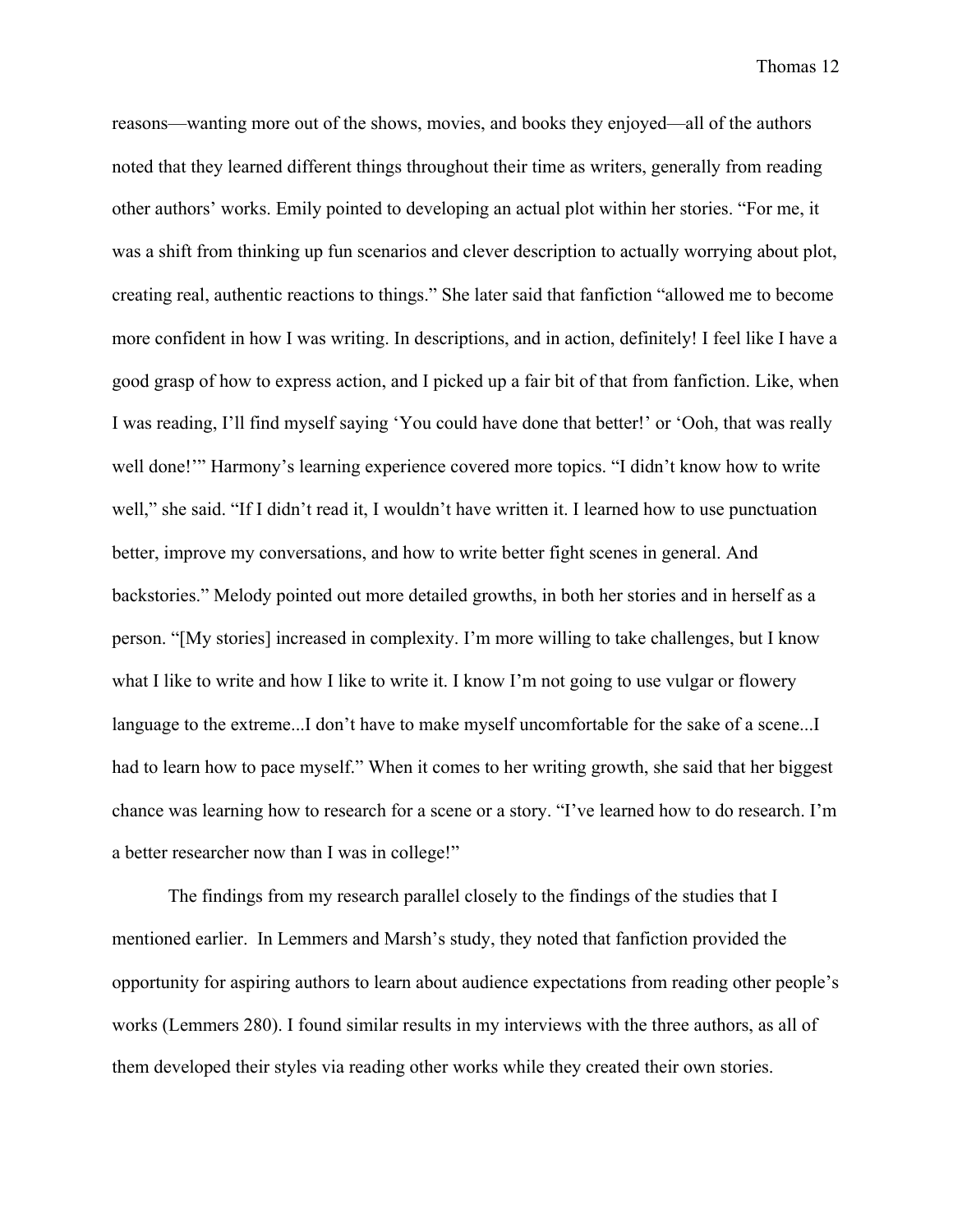reasons—wanting more out of the shows, movies, and books they enjoyed—all of the authors noted that they learned different things throughout their time as writers, generally from reading other authors' works. Emily pointed to developing an actual plot within her stories. "For me, it was a shift from thinking up fun scenarios and clever description to actually worrying about plot, creating real, authentic reactions to things." She later said that fanfiction "allowed me to become more confident in how I was writing. In descriptions, and in action, definitely! I feel like I have a good grasp of how to express action, and I picked up a fair bit of that from fanfiction. Like, when I was reading, I'll find myself saying 'You could have done that better!' or 'Ooh, that was really well done!'" Harmony's learning experience covered more topics. "I didn't know how to write well," she said. "If I didn't read it, I wouldn't have written it. I learned how to use punctuation better, improve my conversations, and how to write better fight scenes in general. And backstories." Melody pointed out more detailed growths, in both her stories and in herself as a person. "[My stories] increased in complexity. I'm more willing to take challenges, but I know what I like to write and how I like to write it. I know I'm not going to use vulgar or flowery language to the extreme...I don't have to make myself uncomfortable for the sake of a scene...I had to learn how to pace myself." When it comes to her writing growth, she said that her biggest chance was learning how to research for a scene or a story. "I've learned how to do research. I'm a better researcher now than I was in college!"

The findings from my research parallel closely to the findings of the studies that I mentioned earlier. In Lemmers and Marsh's study, they noted that fanfiction provided the opportunity for aspiring authors to learn about audience expectations from reading other people's works (Lemmers 280). I found similar results in my interviews with the three authors, as all of them developed their styles via reading other works while they created their own stories.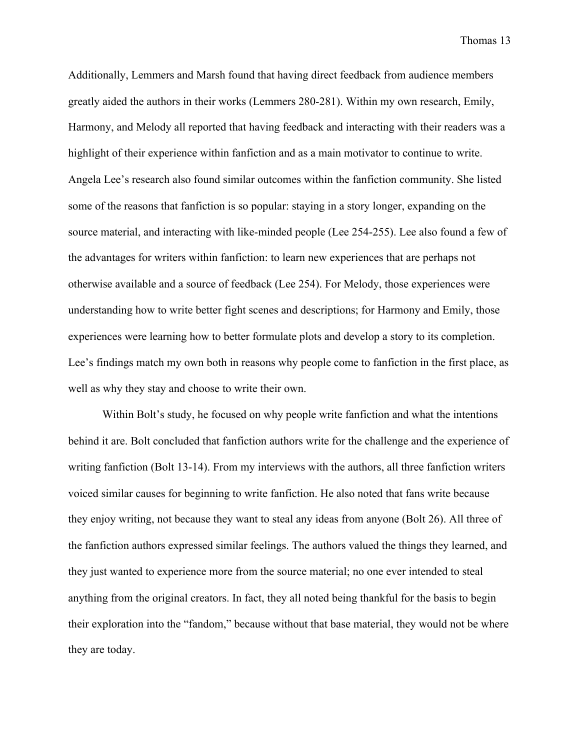Additionally, Lemmers and Marsh found that having direct feedback from audience members greatly aided the authors in their works (Lemmers 280-281). Within my own research, Emily, Harmony, and Melody all reported that having feedback and interacting with their readers was a highlight of their experience within fanfiction and as a main motivator to continue to write. Angela Lee's research also found similar outcomes within the fanfiction community. She listed some of the reasons that fanfiction is so popular: staying in a story longer, expanding on the source material, and interacting with like-minded people (Lee 254-255). Lee also found a few of the advantages for writers within fanfiction: to learn new experiences that are perhaps not otherwise available and a source of feedback (Lee 254). For Melody, those experiences were understanding how to write better fight scenes and descriptions; for Harmony and Emily, those experiences were learning how to better formulate plots and develop a story to its completion. Lee's findings match my own both in reasons why people come to fanfiction in the first place, as well as why they stay and choose to write their own.

Within Bolt's study, he focused on why people write fanfiction and what the intentions behind it are. Bolt concluded that fanfiction authors write for the challenge and the experience of writing fanfiction (Bolt 13-14). From my interviews with the authors, all three fanfiction writers voiced similar causes for beginning to write fanfiction. He also noted that fans write because they enjoy writing, not because they want to steal any ideas from anyone (Bolt 26). All three of the fanfiction authors expressed similar feelings. The authors valued the things they learned, and they just wanted to experience more from the source material; no one ever intended to steal anything from the original creators. In fact, they all noted being thankful for the basis to begin their exploration into the "fandom," because without that base material, they would not be where they are today.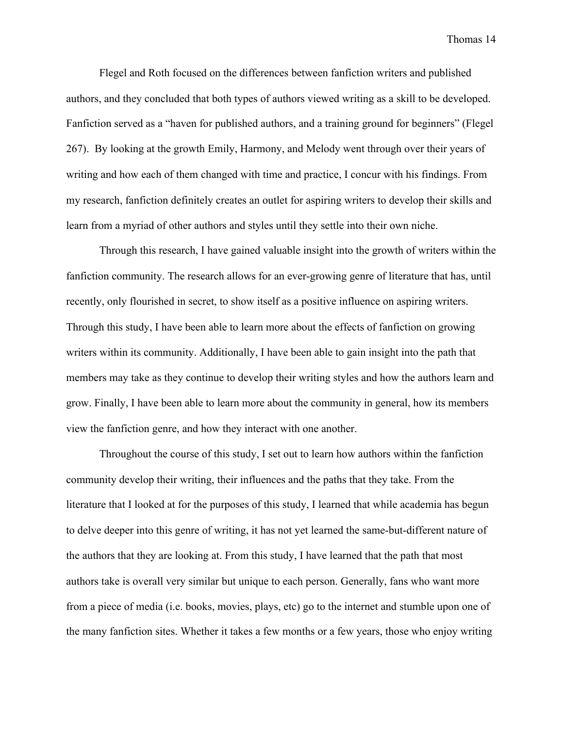Flegel and Roth focused on the differences between fanfiction writers and published authors, and they concluded that both types of authors viewed writing as a skill to be developed. Fanfiction served as a "haven for published authors, and a training ground for beginners" (Flegel 267). By looking at the growth Emily, Harmony, and Melody went through over their years of writing and how each of them changed with time and practice, I concur with his findings. From my research, fanfiction definitely creates an outlet for aspiring writers to develop their skills and learn from a myriad of other authors and styles until they settle into their own niche.

Through this research, I have gained valuable insight into the growth of writers within the fanfiction community. The research allows for an ever-growing genre of literature that has, until recently, only flourished in secret, to show itself as a positive influence on aspiring writers. Through this study, I have been able to learn more about the effects of fanfiction on growing writers within its community. Additionally, I have been able to gain insight into the path that members may take as they continue to develop their writing styles and how the authors learn and grow. Finally, I have been able to learn more about the community in general, how its members view the fanfiction genre, and how they interact with one another.

Throughout the course of this study, I set out to learn how authors within the fanfiction community develop their writing, their influences and the paths that they take. From the literature that I looked at for the purposes of this study, I learned that while academia has begun to delve deeper into this genre of writing, it has not yet learned the same-but-different nature of the authors that they are looking at. From this study, I have learned that the path that most authors take is overall very similar but unique to each person. Generally, fans who want more from a piece of media (i.e. books, movies, plays, etc) go to the internet and stumble upon one of the many fanfiction sites. Whether it takes a few months or a few years, those who enjoy writing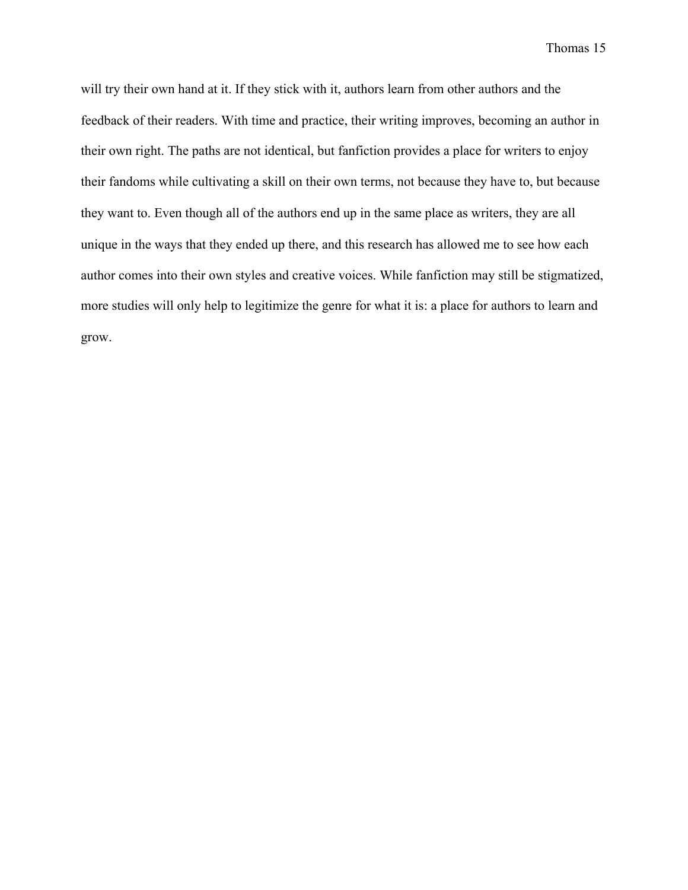will try their own hand at it. If they stick with it, authors learn from other authors and the feedback of their readers. With time and practice, their writing improves, becoming an author in their own right. The paths are not identical, but fanfiction provides a place for writers to enjoy their fandoms while cultivating a skill on their own terms, not because they have to, but because they want to. Even though all of the authors end up in the same place as writers, they are all unique in the ways that they ended up there, and this research has allowed me to see how each author comes into their own styles and creative voices. While fanfiction may still be stigmatized, more studies will only help to legitimize the genre for what it is: a place for authors to learn and grow.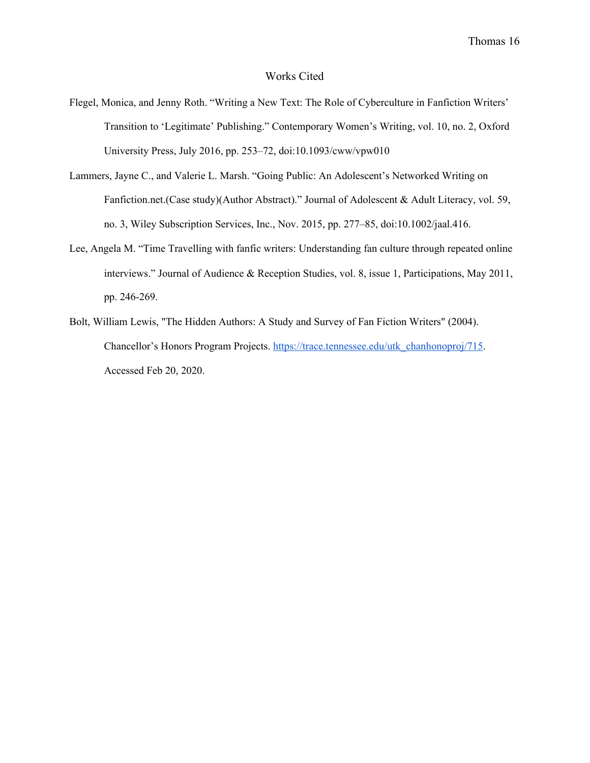# Works Cited

Flegel, Monica, and Jenny Roth. “Writing a New Text: The Role of Cyberculture in Fanfiction Writers’ Transition to ‘Legitimate’ Publishing.” Contemporary Women’s Writing, vol. 10, no. 2, Oxford University Press, July 2016, pp. 253–72, doi:10.1093/cww/vpw010

Lammers, Jayne C., and Valerie L. Marsh. “Going Public: An Adolescent’s Networked Writing on Fanfiction.net.(Case study)(Author Abstract).” Journal of Adolescent & Adult Literacy, vol. 59, no. 3, Wiley Subscription Services, Inc., Nov. 2015, pp. 277–85, doi:10.1002/jaal.416.

Lee, Angela M. “Time Travelling with fanfic writers: Understanding fan culture through repeated online interviews.” Journal of Audience & Reception Studies, vol. 8, issue 1, Participations, May 2011, pp. 246-269.

Bolt, William Lewis, "The Hidden Authors: A Study and Survey of Fan Fiction Writers" (2004). Chancellor’s Honors Program Projects. https://trace.tennessee.edu/utk_chanhonoproj/715. Accessed Feb 20, 2020.